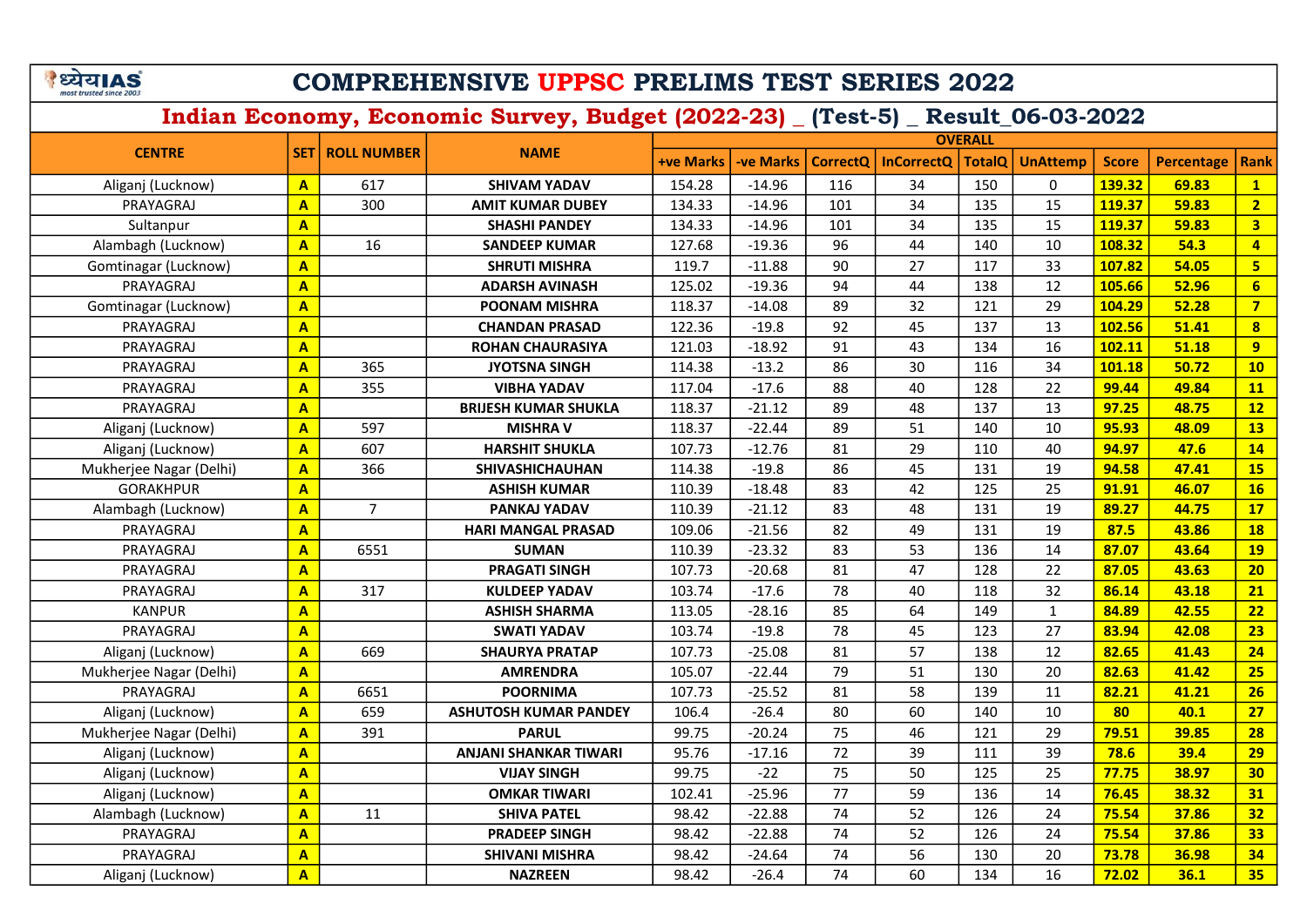# COMPREHENSIVE UPPSC PRELIMS TEST SERIES 2022

## Indian Economy, Economic Survey, Budget (2022-23) _ (Test-5) _ Result_06-03-2022

| CENTRE | SET | ROLL NUMBER | NAME | OVERALL | | | | | | | | |
|---|---|---|---|---|---|---|---|---|---|---|---|---|
| | | | | +ve Marks | -ve Marks | CorrectQ | InCorrectQ | TotalQ | UnAttemp | Score | Percentage | Rank |
| Aliganj (Lucknow) | A | 617 | SHIVAM YADAV | 154.28 | -14.96 | 116 | 34 | 150 | 0 | 139.32 | 69.83 | 1 |
| PRAYAGRAJ | A | 300 | AMIT KUMAR DUBEY | 134.33 | -14.96 | 101 | 34 | 135 | 15 | 119.37 | 59.83 | 2 |
| Sultanpur | A | | SHASHI PANDEY | 134.33 | -14.96 | 101 | 34 | 135 | 15 | 119.37 | 59.83 | 3 |
| Alambagh (Lucknow) | A | 16 | SANDEEP KUMAR | 127.68 | -19.36 | 96 | 44 | 140 | 10 | 108.32 | 54.3 | 4 |
| Gomtinagar (Lucknow) | A | | SHRUTI MISHRA | 119.7 | -11.88 | 90 | 27 | 117 | 33 | 107.82 | 54.05 | 5 |
| PRAYAGRAJ | A | | ADARSH AVINASH | 125.02 | -19.36 | 94 | 44 | 138 | 12 | 105.66 | 52.96 | 6 |
| Gomtinagar (Lucknow) | A | | POONAM MISHRA | 118.37 | -14.08 | 89 | 32 | 121 | 29 | 104.29 | 52.28 | 7 |
| PRAYAGRAJ | A | | CHANDAN PRASAD | 122.36 | -19.8 | 92 | 45 | 137 | 13 | 102.56 | 51.41 | 8 |
| PRAYAGRAJ | A | | ROHAN CHAURASIYA | 121.03 | -18.92 | 91 | 43 | 134 | 16 | 102.11 | 51.18 | 9 |
| PRAYAGRAJ | A | 365 | JYOTSNA SINGH | 114.38 | -13.2 | 86 | 30 | 116 | 34 | 101.18 | 50.72 | 10 |
| PRAYAGRAJ | A | 355 | VIBHA YADAV | 117.04 | -17.6 | 88 | 40 | 128 | 22 | 99.44 | 49.84 | 11 |
| PRAYAGRAJ | A | | BRIJESH KUMAR SHUKLA | 118.37 | -21.12 | 89 | 48 | 137 | 13 | 97.25 | 48.75 | 12 |
| Aliganj (Lucknow) | A | 597 | MISHRA V | 118.37 | -22.44 | 89 | 51 | 140 | 10 | 95.93 | 48.09 | 13 |
| Aliganj (Lucknow) | A | 607 | HARSHIT SHUKLA | 107.73 | -12.76 | 81 | 29 | 110 | 40 | 94.97 | 47.6 | 14 |
| Mukherjee Nagar (Delhi) | A | 366 | SHIVASHICHAUHAN | 114.38 | -19.8 | 86 | 45 | 131 | 19 | 94.58 | 47.41 | 15 |
| GORAKHPUR | A | | ASHISH KUMAR | 110.39 | -18.48 | 83 | 42 | 125 | 25 | 91.91 | 46.07 | 16 |
| Alambagh (Lucknow) | A | 7 | PANKAJ YADAV | 110.39 | -21.12 | 83 | 48 | 131 | 19 | 89.27 | 44.75 | 17 |
| PRAYAGRAJ | A | | HARI MANGAL PRASAD | 109.06 | -21.56 | 82 | 49 | 131 | 19 | 87.5 | 43.86 | 18 |
| PRAYAGRAJ | A | 6551 | SUMAN | 110.39 | -23.32 | 83 | 53 | 136 | 14 | 87.07 | 43.64 | 19 |
| PRAYAGRAJ | A | | PRAGATI SINGH | 107.73 | -20.68 | 81 | 47 | 128 | 22 | 87.05 | 43.63 | 20 |
| PRAYAGRAJ | A | 317 | KULDEEP YADAV | 103.74 | -17.6 | 78 | 40 | 118 | 32 | 86.14 | 43.18 | 21 |
| KANPUR | A | | ASHISH SHARMA | 113.05 | -28.16 | 85 | 64 | 149 | 1 | 84.89 | 42.55 | 22 |
| PRAYAGRAJ | A | | SWATI YADAV | 103.74 | -19.8 | 78 | 45 | 123 | 27 | 83.94 | 42.08 | 23 |
| Aliganj (Lucknow) | A | 669 | SHAURYA PRATAP | 107.73 | -25.08 | 81 | 57 | 138 | 12 | 82.65 | 41.43 | 24 |
| Mukherjee Nagar (Delhi) | A | | AMRENDRA | 105.07 | -22.44 | 79 | 51 | 130 | 20 | 82.63 | 41.42 | 25 |
| PRAYAGRAJ | A | 6651 | POORNIMA | 107.73 | -25.52 | 81 | 58 | 139 | 11 | 82.21 | 41.21 | 26 |
| Aliganj (Lucknow) | A | 659 | ASHUTOSH KUMAR PANDEY | 106.4 | -26.4 | 80 | 60 | 140 | 10 | 80 | 40.1 | 27 |
| Mukherjee Nagar (Delhi) | A | 391 | PARUL | 99.75 | -20.24 | 75 | 46 | 121 | 29 | 79.51 | 39.85 | 28 |
| Aliganj (Lucknow) | A | | ANJANI SHANKAR TIWARI | 95.76 | -17.16 | 72 | 39 | 111 | 39 | 78.6 | 39.4 | 29 |
| Aliganj (Lucknow) | A | | VIJAY SINGH | 99.75 | -22 | 75 | 50 | 125 | 25 | 77.75 | 38.97 | 30 |
| Aliganj (Lucknow) | A | | OMKAR TIWARI | 102.41 | -25.96 | 77 | 59 | 136 | 14 | 76.45 | 38.32 | 31 |
| Alambagh (Lucknow) | A | 11 | SHIVA PATEL | 98.42 | -22.88 | 74 | 52 | 126 | 24 | 75.54 | 37.86 | 32 |
| PRAYAGRAJ | A | | PRADEEP SINGH | 98.42 | -22.88 | 74 | 52 | 126 | 24 | 75.54 | 37.86 | 33 |
| PRAYAGRAJ | A | | SHIVANI MISHRA | 98.42 | -24.64 | 74 | 56 | 130 | 20 | 73.78 | 36.98 | 34 |
| Aliganj (Lucknow) | A | | NAZREEN | 98.42 | -26.4 | 74 | 60 | 134 | 16 | 72.02 | 36.1 | 35 |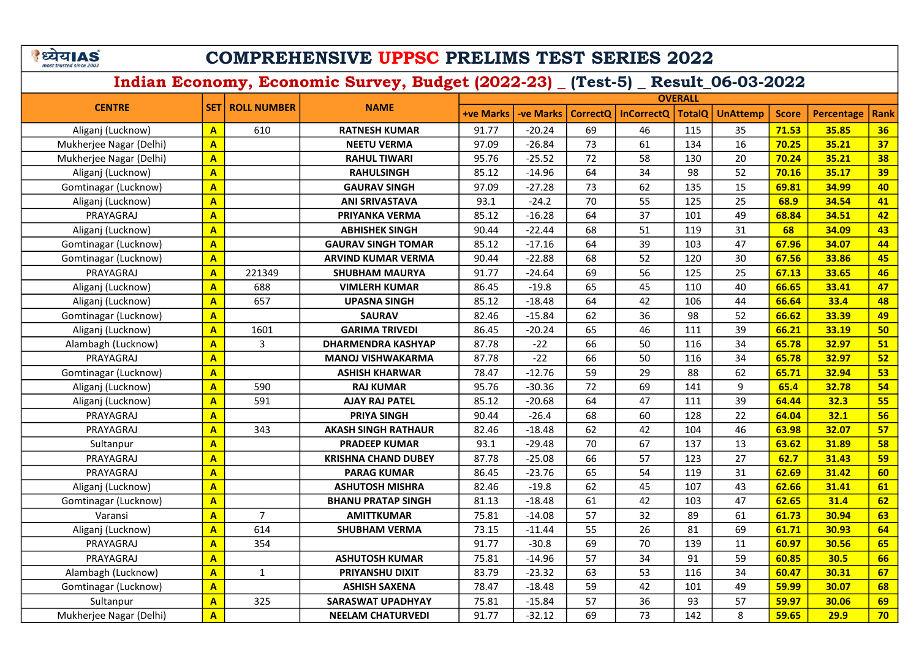# COMPREHENSIVE UPPSC PRELIMS TEST SERIES 2022

## Indian Economy, Economic Survey, Budget (2022-23) _ (Test-5) _ Result_06-03-2022

| CENTRE | SET | ROLL NUMBER | NAME | OVERALL | | | | | | | | |
|---|---|---|---|---|---|---|---|---|---|---|---|---|
| | | | | +ve Marks | -ve Marks | CorrectQ | InCorrectQ | TotalQ | UnAttemp | Score | Percentage | Rank |
| Aliganj (Lucknow) | A | 610 | RATNESH KUMAR | 91.77 | -20.24 | 69 | 46 | 115 | 35 | 71.53 | 35.85 | 36 |
| Mukherjee Nagar (Delhi) | A | | NEETU VERMA | 97.09 | -26.84 | 73 | 61 | 134 | 16 | 70.25 | 35.21 | 37 |
| Mukherjee Nagar (Delhi) | A | | RAHUL TIWARI | 95.76 | -25.52 | 72 | 58 | 130 | 20 | 70.24 | 35.21 | 38 |
| Aliganj (Lucknow) | A | | RAHULSINGH | 85.12 | -14.96 | 64 | 34 | 98 | 52 | 70.16 | 35.17 | 39 |
| Gomtinagar (Lucknow) | A | | GAURAV SINGH | 97.09 | -27.28 | 73 | 62 | 135 | 15 | 69.81 | 34.99 | 40 |
| Aliganj (Lucknow) | A | | ANI SRIVASTAVA | 93.1 | -24.2 | 70 | 55 | 125 | 25 | 68.9 | 34.54 | 41 |
| PRAYAGRAJ | A | | PRIYANKA VERMA | 85.12 | -16.28 | 64 | 37 | 101 | 49 | 68.84 | 34.51 | 42 |
| Aliganj (Lucknow) | A | | ABHISHEK SINGH | 90.44 | -22.44 | 68 | 51 | 119 | 31 | 68 | 34.09 | 43 |
| Gomtinagar (Lucknow) | A | | GAURAV SINGH TOMAR | 85.12 | -17.16 | 64 | 39 | 103 | 47 | 67.96 | 34.07 | 44 |
| Gomtinagar (Lucknow) | A | | ARVIND KUMAR VERMA | 90.44 | -22.88 | 68 | 52 | 120 | 30 | 67.56 | 33.86 | 45 |
| PRAYAGRAJ | A | 221349 | SHUBHAM MAURYA | 91.77 | -24.64 | 69 | 56 | 125 | 25 | 67.13 | 33.65 | 46 |
| Aliganj (Lucknow) | A | 688 | VIMLERH KUMAR | 86.45 | -19.8 | 65 | 45 | 110 | 40 | 66.65 | 33.41 | 47 |
| Aliganj (Lucknow) | A | 657 | UPASNA SINGH | 85.12 | -18.48 | 64 | 42 | 106 | 44 | 66.64 | 33.4 | 48 |
| Gomtinagar (Lucknow) | A | | SAURAV | 82.46 | -15.84 | 62 | 36 | 98 | 52 | 66.62 | 33.39 | 49 |
| Aliganj (Lucknow) | A | 1601 | GARIMA TRIVEDI | 86.45 | -20.24 | 65 | 46 | 111 | 39 | 66.21 | 33.19 | 50 |
| Alambagh (Lucknow) | A | 3 | DHARMENDRA KASHYAP | 87.78 | -22 | 66 | 50 | 116 | 34 | 65.78 | 32.97 | 51 |
| PRAYAGRAJ | A | | MANOJ VISHWAKARMA | 87.78 | -22 | 66 | 50 | 116 | 34 | 65.78 | 32.97 | 52 |
| Gomtinagar (Lucknow) | A | | ASHISH KHARWAR | 78.47 | -12.76 | 59 | 29 | 88 | 62 | 65.71 | 32.94 | 53 |
| Aliganj (Lucknow) | A | 590 | RAJ KUMAR | 95.76 | -30.36 | 72 | 69 | 141 | 9 | 65.4 | 32.78 | 54 |
| Aliganj (Lucknow) | A | 591 | AJAY RAJ PATEL | 85.12 | -20.68 | 64 | 47 | 111 | 39 | 64.44 | 32.3 | 55 |
| PRAYAGRAJ | A | | PRIYA SINGH | 90.44 | -26.4 | 68 | 60 | 128 | 22 | 64.04 | 32.1 | 56 |
| PRAYAGRAJ | A | 343 | AKASH SINGH RATHAUR | 82.46 | -18.48 | 62 | 42 | 104 | 46 | 63.98 | 32.07 | 57 |
| Sultanpur | A | | PRADEEP KUMAR | 93.1 | -29.48 | 70 | 67 | 137 | 13 | 63.62 | 31.89 | 58 |
| PRAYAGRAJ | A | | KRISHNA CHAND DUBEY | 87.78 | -25.08 | 66 | 57 | 123 | 27 | 62.7 | 31.43 | 59 |
| PRAYAGRAJ | A | | PARAG KUMAR | 86.45 | -23.76 | 65 | 54 | 119 | 31 | 62.69 | 31.42 | 60 |
| Aliganj (Lucknow) | A | | ASHUTOSH MISHRA | 82.46 | -19.8 | 62 | 45 | 107 | 43 | 62.66 | 31.41 | 61 |
| Gomtinagar (Lucknow) | A | | BHANU PRATAP SINGH | 81.13 | -18.48 | 61 | 42 | 103 | 47 | 62.65 | 31.4 | 62 |
| Varansi | A | 7 | AMITTKUMAR | 75.81 | -14.08 | 57 | 32 | 89 | 61 | 61.73 | 30.94 | 63 |
| Aliganj (Lucknow) | A | 614 | SHUBHAM VERMA | 73.15 | -11.44 | 55 | 26 | 81 | 69 | 61.71 | 30.93 | 64 |
| PRAYAGRAJ | A | 354 | | 91.77 | -30.8 | 69 | 70 | 139 | 11 | 60.97 | 30.56 | 65 |
| PRAYAGRAJ | A | | ASHUTOSH KUMAR | 75.81 | -14.96 | 57 | 34 | 91 | 59 | 60.85 | 30.5 | 66 |
| Alambagh (Lucknow) | A | 1 | PRIYANSHU DIXIT | 83.79 | -23.32 | 63 | 53 | 116 | 34 | 60.47 | 30.31 | 67 |
| Gomtinagar (Lucknow) | A | | ASHISH SAXENA | 78.47 | -18.48 | 59 | 42 | 101 | 49 | 59.99 | 30.07 | 68 |
| Sultanpur | A | 325 | SARASWAT UPADHYAY | 75.81 | -15.84 | 57 | 36 | 93 | 57 | 59.97 | 30.06 | 69 |
| Mukherjee Nagar (Delhi) | A | | NEELAM CHATURVEDI | 91.77 | -32.12 | 69 | 73 | 142 | 8 | 59.65 | 29.9 | 70 |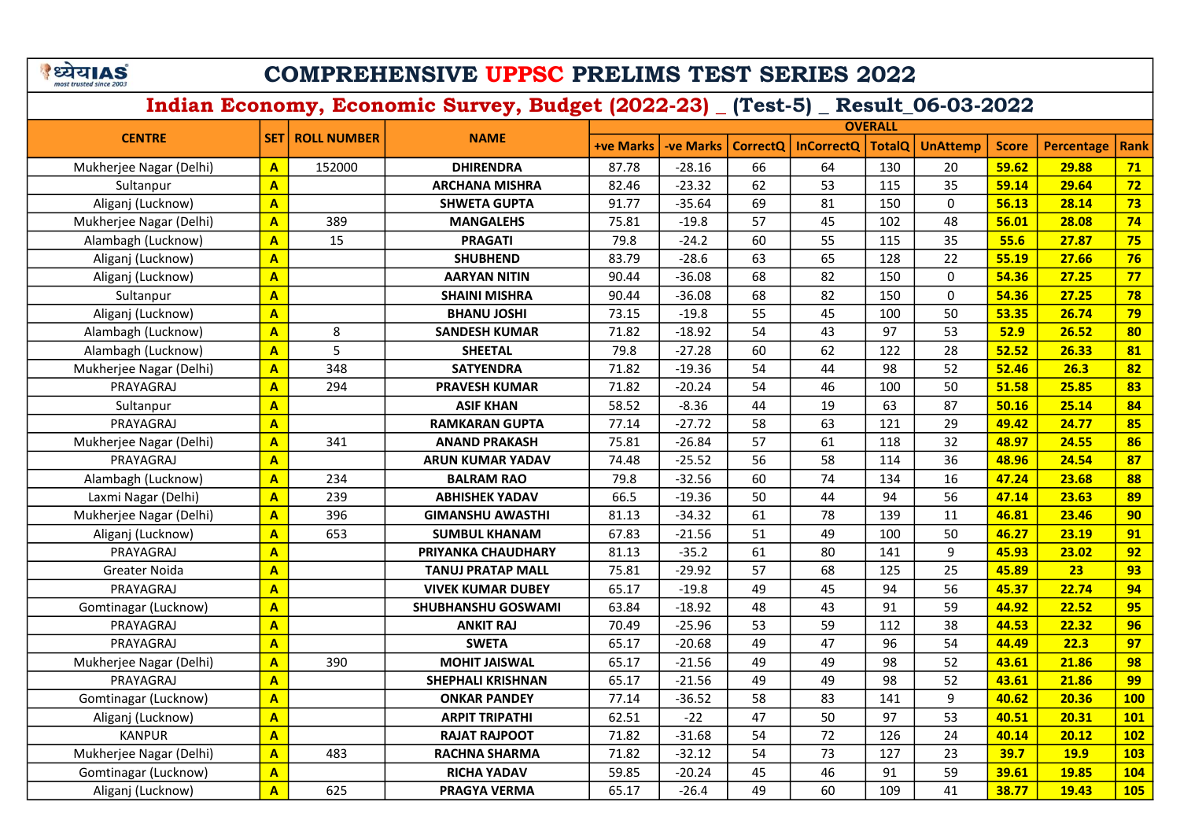# COMPREHENSIVE UPPSC PRELIMS TEST SERIES 2022

## Indian Economy, Economic Survey, Budget (2022-23) _ (Test-5) _ Result_06-03-2022

| CENTRE | SET | ROLL NUMBER | NAME | OVERALL | | | | | | | | |
|---|---|---|---|---|---|---|---|---|---|---|---|---|
| | | | | +ve Marks | -ve Marks | CorrectQ | InCorrectQ | TotalQ | UnAttemp | Score | Percentage | Rank |
| Mukherjee Nagar (Delhi) | A | 152000 | DHIRENDRA | 87.78 | -28.16 | 66 | 64 | 130 | 20 | 59.62 | 29.88 | 71 |
| Sultanpur | A | | ARCHANA MISHRA | 82.46 | -23.32 | 62 | 53 | 115 | 35 | 59.14 | 29.64 | 72 |
| Aliganj (Lucknow) | A | | SHWETA GUPTA | 91.77 | -35.64 | 69 | 81 | 150 | 0 | 56.13 | 28.14 | 73 |
| Mukherjee Nagar (Delhi) | A | 389 | MANGALEHS | 75.81 | -19.8 | 57 | 45 | 102 | 48 | 56.01 | 28.08 | 74 |
| Alambagh (Lucknow) | A | 15 | PRAGATI | 79.8 | -24.2 | 60 | 55 | 115 | 35 | 55.6 | 27.87 | 75 |
| Aliganj (Lucknow) | A | | SHUBHEND | 83.79 | -28.6 | 63 | 65 | 128 | 22 | 55.19 | 27.66 | 76 |
| Aliganj (Lucknow) | A | | AARYAN NITIN | 90.44 | -36.08 | 68 | 82 | 150 | 0 | 54.36 | 27.25 | 77 |
| Sultanpur | A | | SHAINI MISHRA | 90.44 | -36.08 | 68 | 82 | 150 | 0 | 54.36 | 27.25 | 78 |
| Aliganj (Lucknow) | A | | BHANU JOSHI | 73.15 | -19.8 | 55 | 45 | 100 | 50 | 53.35 | 26.74 | 79 |
| Alambagh (Lucknow) | A | 8 | SANDESH KUMAR | 71.82 | -18.92 | 54 | 43 | 97 | 53 | 52.9 | 26.52 | 80 |
| Alambagh (Lucknow) | A | 5 | SHEETAL | 79.8 | -27.28 | 60 | 62 | 122 | 28 | 52.52 | 26.33 | 81 |
| Mukherjee Nagar (Delhi) | A | 348 | SATYENDRA | 71.82 | -19.36 | 54 | 44 | 98 | 52 | 52.46 | 26.3 | 82 |
| PRAYAGRAJ | A | 294 | PRAVESH KUMAR | 71.82 | -20.24 | 54 | 46 | 100 | 50 | 51.58 | 25.85 | 83 |
| Sultanpur | A | | ASIF KHAN | 58.52 | -8.36 | 44 | 19 | 63 | 87 | 50.16 | 25.14 | 84 |
| PRAYAGRAJ | A | | RAMKARAN GUPTA | 77.14 | -27.72 | 58 | 63 | 121 | 29 | 49.42 | 24.77 | 85 |
| Mukherjee Nagar (Delhi) | A | 341 | ANAND PRAKASH | 75.81 | -26.84 | 57 | 61 | 118 | 32 | 48.97 | 24.55 | 86 |
| PRAYAGRAJ | A | | ARUN KUMAR YADAV | 74.48 | -25.52 | 56 | 58 | 114 | 36 | 48.96 | 24.54 | 87 |
| Alambagh (Lucknow) | A | 234 | BALRAM RAO | 79.8 | -32.56 | 60 | 74 | 134 | 16 | 47.24 | 23.68 | 88 |
| Laxmi Nagar (Delhi) | A | 239 | ABHISHEK YADAV | 66.5 | -19.36 | 50 | 44 | 94 | 56 | 47.14 | 23.63 | 89 |
| Mukherjee Nagar (Delhi) | A | 396 | GIMANSHU AWASTHI | 81.13 | -34.32 | 61 | 78 | 139 | 11 | 46.81 | 23.46 | 90 |
| Aliganj (Lucknow) | A | 653 | SUMBUL KHANAM | 67.83 | -21.56 | 51 | 49 | 100 | 50 | 46.27 | 23.19 | 91 |
| PRAYAGRAJ | A | | PRIYANKA CHAUDHARY | 81.13 | -35.2 | 61 | 80 | 141 | 9 | 45.93 | 23.02 | 92 |
| Greater Noida | A | | TANUJ PRATAP MALL | 75.81 | -29.92 | 57 | 68 | 125 | 25 | 45.89 | 23 | 93 |
| PRAYAGRAJ | A | | VIVEK KUMAR DUBEY | 65.17 | -19.8 | 49 | 45 | 94 | 56 | 45.37 | 22.74 | 94 |
| Gomtinagar (Lucknow) | A | | SHUBHANSHU GOSWAMI | 63.84 | -18.92 | 48 | 43 | 91 | 59 | 44.92 | 22.52 | 95 |
| PRAYAGRAJ | A | | ANKIT RAJ | 70.49 | -25.96 | 53 | 59 | 112 | 38 | 44.53 | 22.32 | 96 |
| PRAYAGRAJ | A | | SWETA | 65.17 | -20.68 | 49 | 47 | 96 | 54 | 44.49 | 22.3 | 97 |
| Mukherjee Nagar (Delhi) | A | 390 | MOHIT JAISWAL | 65.17 | -21.56 | 49 | 49 | 98 | 52 | 43.61 | 21.86 | 98 |
| PRAYAGRAJ | A | | SHEPHALI KRISHNAN | 65.17 | -21.56 | 49 | 49 | 98 | 52 | 43.61 | 21.86 | 99 |
| Gomtinagar (Lucknow) | A | | ONKAR PANDEY | 77.14 | -36.52 | 58 | 83 | 141 | 9 | 40.62 | 20.36 | 100 |
| Aliganj (Lucknow) | A | | ARPIT TRIPATHI | 62.51 | -22 | 47 | 50 | 97 | 53 | 40.51 | 20.31 | 101 |
| KANPUR | A | | RAJAT RAJPOOT | 71.82 | -31.68 | 54 | 72 | 126 | 24 | 40.14 | 20.12 | 102 |
| Mukherjee Nagar (Delhi) | A | 483 | RACHNA SHARMA | 71.82 | -32.12 | 54 | 73 | 127 | 23 | 39.7 | 19.9 | 103 |
| Gomtinagar (Lucknow) | A | | RICHA YADAV | 59.85 | -20.24 | 45 | 46 | 91 | 59 | 39.61 | 19.85 | 104 |
| Aliganj (Lucknow) | A | 625 | PRAGYA VERMA | 65.17 | -26.4 | 49 | 60 | 109 | 41 | 38.77 | 19.43 | 105 |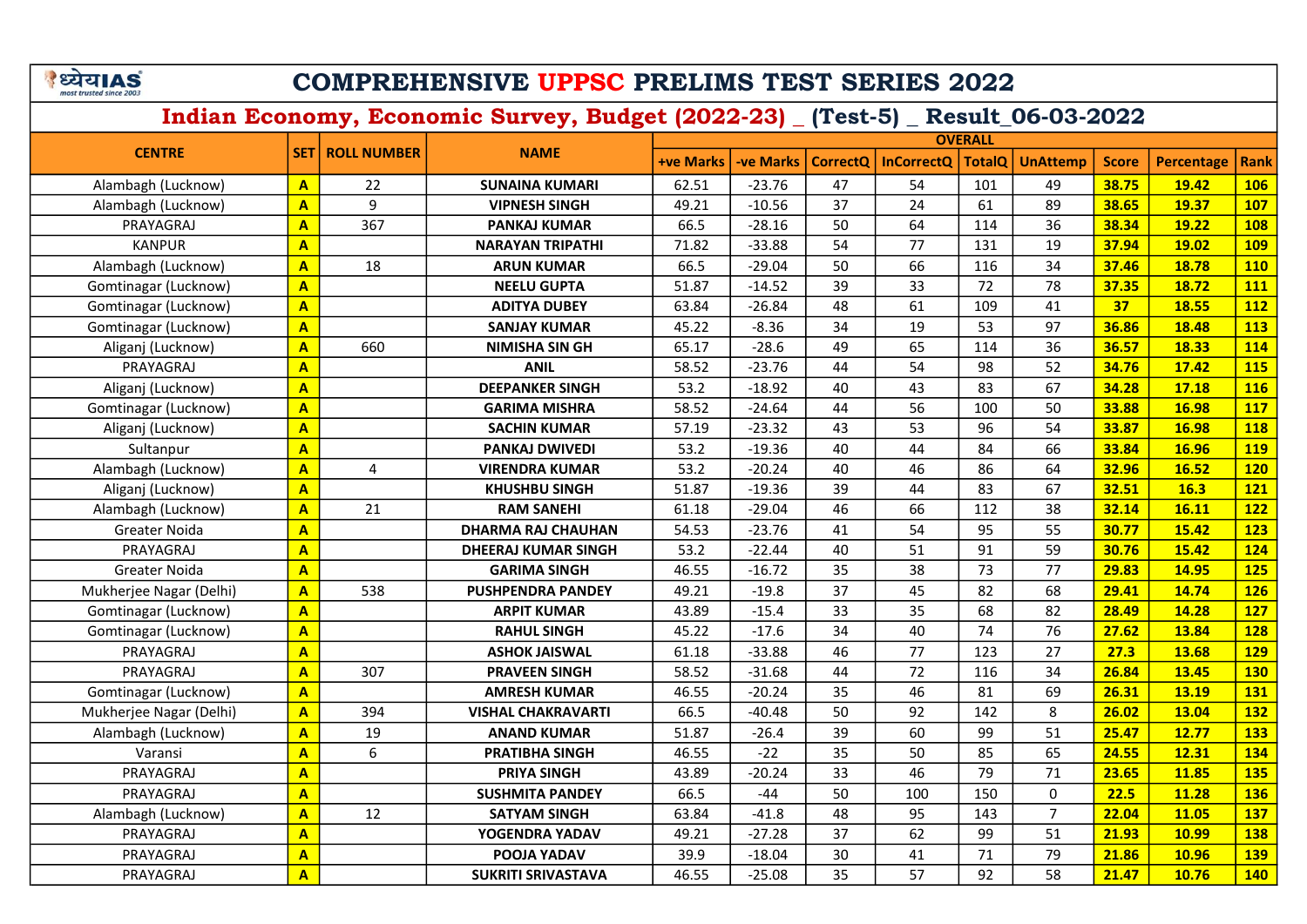# COMPREHENSIVE UPPSC PRELIMS TEST SERIES 2022

## Indian Economy, Economic Survey, Budget (2022-23) _ (Test-5) _ Result_06-03-2022

| CENTRE | SET | ROLL NUMBER | NAME | OVERALL | | | | | | | | |
|---|---|---|---|---|---|---|---|---|---|---|---|---|
| | | | | +ve Marks | -ve Marks | CorrectQ | InCorrectQ | TotalQ | UnAttemp | Score | Percentage | Rank |
| Alambagh (Lucknow) | A | 22 | SUNAINA KUMARI | 62.51 | -23.76 | 47 | 54 | 101 | 49 | 38.75 | 19.42 | 106 |
| Alambagh (Lucknow) | A | 9 | VIPNESH SINGH | 49.21 | -10.56 | 37 | 24 | 61 | 89 | 38.65 | 19.37 | 107 |
| PRAYAGRAJ | A | 367 | PANKAJ KUMAR | 66.5 | -28.16 | 50 | 64 | 114 | 36 | 38.34 | 19.22 | 108 |
| KANPUR | A | | NARAYAN TRIPATHI | 71.82 | -33.88 | 54 | 77 | 131 | 19 | 37.94 | 19.02 | 109 |
| Alambagh (Lucknow) | A | 18 | ARUN KUMAR | 66.5 | -29.04 | 50 | 66 | 116 | 34 | 37.46 | 18.78 | 110 |
| Gomtinagar (Lucknow) | A | | NEELU GUPTA | 51.87 | -14.52 | 39 | 33 | 72 | 78 | 37.35 | 18.72 | 111 |
| Gomtinagar (Lucknow) | A | | ADITYA DUBEY | 63.84 | -26.84 | 48 | 61 | 109 | 41 | 37 | 18.55 | 112 |
| Gomtinagar (Lucknow) | A | | SANJAY KUMAR | 45.22 | -8.36 | 34 | 19 | 53 | 97 | 36.86 | 18.48 | 113 |
| Aliganj (Lucknow) | A | 660 | NIMISHA SIN GH | 65.17 | -28.6 | 49 | 65 | 114 | 36 | 36.57 | 18.33 | 114 |
| PRAYAGRAJ | A | | ANIL | 58.52 | -23.76 | 44 | 54 | 98 | 52 | 34.76 | 17.42 | 115 |
| Aliganj (Lucknow) | A | | DEEPANKER SINGH | 53.2 | -18.92 | 40 | 43 | 83 | 67 | 34.28 | 17.18 | 116 |
| Gomtinagar (Lucknow) | A | | GARIMA MISHRA | 58.52 | -24.64 | 44 | 56 | 100 | 50 | 33.88 | 16.98 | 117 |
| Aliganj (Lucknow) | A | | SACHIN KUMAR | 57.19 | -23.32 | 43 | 53 | 96 | 54 | 33.87 | 16.98 | 118 |
| Sultanpur | A | | PANKAJ DWIVEDI | 53.2 | -19.36 | 40 | 44 | 84 | 66 | 33.84 | 16.96 | 119 |
| Alambagh (Lucknow) | A | 4 | VIRENDRA KUMAR | 53.2 | -20.24 | 40 | 46 | 86 | 64 | 32.96 | 16.52 | 120 |
| Aliganj (Lucknow) | A | | KHUSHBU SINGH | 51.87 | -19.36 | 39 | 44 | 83 | 67 | 32.51 | 16.3 | 121 |
| Alambagh (Lucknow) | A | 21 | RAM SANEHI | 61.18 | -29.04 | 46 | 66 | 112 | 38 | 32.14 | 16.11 | 122 |
| Greater Noida | A | | DHARMA RAJ CHAUHAN | 54.53 | -23.76 | 41 | 54 | 95 | 55 | 30.77 | 15.42 | 123 |
| PRAYAGRAJ | A | | DHEERAJ KUMAR SINGH | 53.2 | -22.44 | 40 | 51 | 91 | 59 | 30.76 | 15.42 | 124 |
| Greater Noida | A | | GARIMA SINGH | 46.55 | -16.72 | 35 | 38 | 73 | 77 | 29.83 | 14.95 | 125 |
| Mukherjee Nagar (Delhi) | A | 538 | PUSHPENDRA PANDEY | 49.21 | -19.8 | 37 | 45 | 82 | 68 | 29.41 | 14.74 | 126 |
| Gomtinagar (Lucknow) | A | | ARPIT KUMAR | 43.89 | -15.4 | 33 | 35 | 68 | 82 | 28.49 | 14.28 | 127 |
| Gomtinagar (Lucknow) | A | | RAHUL SINGH | 45.22 | -17.6 | 34 | 40 | 74 | 76 | 27.62 | 13.84 | 128 |
| PRAYAGRAJ | A | | ASHOK JAISWAL | 61.18 | -33.88 | 46 | 77 | 123 | 27 | 27.3 | 13.68 | 129 |
| PRAYAGRAJ | A | 307 | PRAVEEN SINGH | 58.52 | -31.68 | 44 | 72 | 116 | 34 | 26.84 | 13.45 | 130 |
| Gomtinagar (Lucknow) | A | | AMRESH KUMAR | 46.55 | -20.24 | 35 | 46 | 81 | 69 | 26.31 | 13.19 | 131 |
| Mukherjee Nagar (Delhi) | A | 394 | VISHAL CHAKRAVARTI | 66.5 | -40.48 | 50 | 92 | 142 | 8 | 26.02 | 13.04 | 132 |
| Alambagh (Lucknow) | A | 19 | ANAND KUMAR | 51.87 | -26.4 | 39 | 60 | 99 | 51 | 25.47 | 12.77 | 133 |
| Varansi | A | 6 | PRATIBHA SINGH | 46.55 | -22 | 35 | 50 | 85 | 65 | 24.55 | 12.31 | 134 |
| PRAYAGRAJ | A | | PRIYA SINGH | 43.89 | -20.24 | 33 | 46 | 79 | 71 | 23.65 | 11.85 | 135 |
| PRAYAGRAJ | A | | SUSHMITA PANDEY | 66.5 | -44 | 50 | 100 | 150 | 0 | 22.5 | 11.28 | 136 |
| Alambagh (Lucknow) | A | 12 | SATYAM SINGH | 63.84 | -41.8 | 48 | 95 | 143 | 7 | 22.04 | 11.05 | 137 |
| PRAYAGRAJ | A | | YOGENDRA YADAV | 49.21 | -27.28 | 37 | 62 | 99 | 51 | 21.93 | 10.99 | 138 |
| PRAYAGRAJ | A | | POOJA YADAV | 39.9 | -18.04 | 30 | 41 | 71 | 79 | 21.86 | 10.96 | 139 |
| PRAYAGRAJ | A | | SUKRITI SRIVASTAVA | 46.55 | -25.08 | 35 | 57 | 92 | 58 | 21.47 | 10.76 | 140 |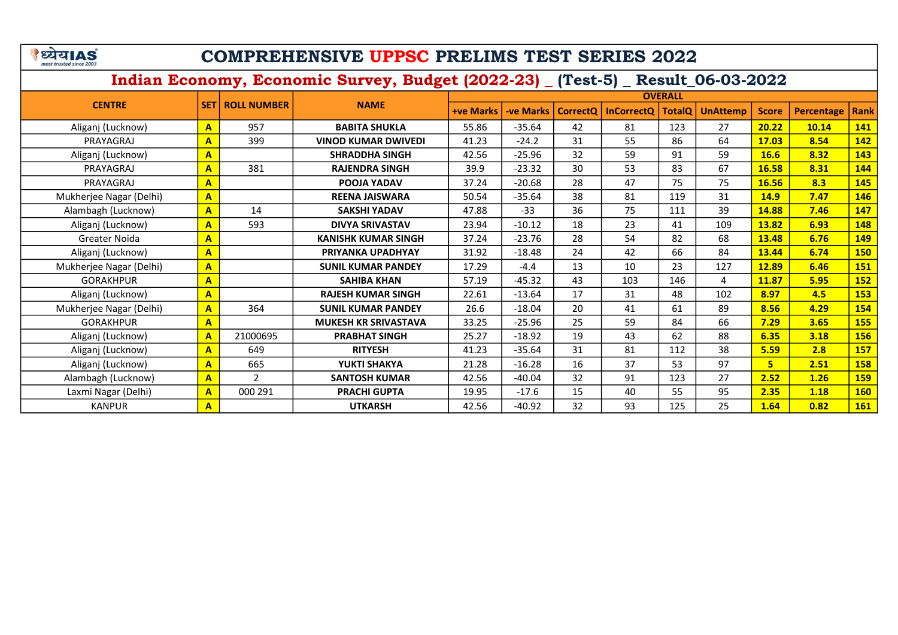# COMPREHENSIVE UPPSC PRELIMS TEST SERIES 2022

## Indian Economy, Economic Survey, Budget (2022-23) _ (Test-5) _ Result_06-03-2022

| CENTRE | SET | ROLL NUMBER | NAME | OVERALL | | | | | | | | |
|---|---|---|---|---|---|---|---|---|---|---|---|---|
| | | | | +ve Marks | -ve Marks | CorrectQ | InCorrectQ | TotalQ | UnAttemp | Score | Percentage | Rank |
| Aliganj (Lucknow) | A | 957 | BABITA SHUKLA | 55.86 | -35.64 | 42 | 81 | 123 | 27 | 20.22 | 10.14 | 141 |
| PRAYAGRAJ | A | 399 | VINOD KUMAR DWIVEDI | 41.23 | -24.2 | 31 | 55 | 86 | 64 | 17.03 | 8.54 | 142 |
| Aliganj (Lucknow) | A | | SHRADDHA SINGH | 42.56 | -25.96 | 32 | 59 | 91 | 59 | 16.6 | 8.32 | 143 |
| PRAYAGRAJ | A | 381 | RAJENDRA SINGH | 39.9 | -23.32 | 30 | 53 | 83 | 67 | 16.58 | 8.31 | 144 |
| PRAYAGRAJ | A | | POOJA YADAV | 37.24 | -20.68 | 28 | 47 | 75 | 75 | 16.56 | 8.3 | 145 |
| Mukherjee Nagar (Delhi) | A | | REENA JAISWARA | 50.54 | -35.64 | 38 | 81 | 119 | 31 | 14.9 | 7.47 | 146 |
| Alambagh (Lucknow) | A | 14 | SAKSHI YADAV | 47.88 | -33 | 36 | 75 | 111 | 39 | 14.88 | 7.46 | 147 |
| Aliganj (Lucknow) | A | 593 | DIVYA SRIVASTAV | 23.94 | -10.12 | 18 | 23 | 41 | 109 | 13.82 | 6.93 | 148 |
| Greater Noida | A | | KANISHK KUMAR SINGH | 37.24 | -23.76 | 28 | 54 | 82 | 68 | 13.48 | 6.76 | 149 |
| Aliganj (Lucknow) | A | | PRIYANKA UPADHYAY | 31.92 | -18.48 | 24 | 42 | 66 | 84 | 13.44 | 6.74 | 150 |
| Mukherjee Nagar (Delhi) | A | | SUNIL KUMAR PANDEY | 17.29 | -4.4 | 13 | 10 | 23 | 127 | 12.89 | 6.46 | 151 |
| GORAKHPUR | A | | SAHIBA KHAN | 57.19 | -45.32 | 43 | 103 | 146 | 4 | 11.87 | 5.95 | 152 |
| Aliganj (Lucknow) | A | | RAJESH KUMAR SINGH | 22.61 | -13.64 | 17 | 31 | 48 | 102 | 8.97 | 4.5 | 153 |
| Mukherjee Nagar (Delhi) | A | 364 | SUNIL KUMAR PANDEY | 26.6 | -18.04 | 20 | 41 | 61 | 89 | 8.56 | 4.29 | 154 |
| GORAKHPUR | A | | MUKESH KR SRIVASTAVA | 33.25 | -25.96 | 25 | 59 | 84 | 66 | 7.29 | 3.65 | 155 |
| Aliganj (Lucknow) | A | 21000695 | PRABHAT SINGH | 25.27 | -18.92 | 19 | 43 | 62 | 88 | 6.35 | 3.18 | 156 |
| Aliganj (Lucknow) | A | 649 | RITYESH | 41.23 | -35.64 | 31 | 81 | 112 | 38 | 5.59 | 2.8 | 157 |
| Aliganj (Lucknow) | A | 665 | YUKTI SHAKYA | 21.28 | -16.28 | 16 | 37 | 53 | 97 | 5 | 2.51 | 158 |
| Alambagh (Lucknow) | A | 2 | SANTOSH KUMAR | 42.56 | -40.04 | 32 | 91 | 123 | 27 | 2.52 | 1.26 | 159 |
| Laxmi Nagar (Delhi) | A | 000 291 | PRACHI GUPTA | 19.95 | -17.6 | 15 | 40 | 55 | 95 | 2.35 | 1.18 | 160 |
| KANPUR | A | | UTKARSH | 42.56 | -40.92 | 32 | 93 | 125 | 25 | 1.64 | 0.82 | 161 |